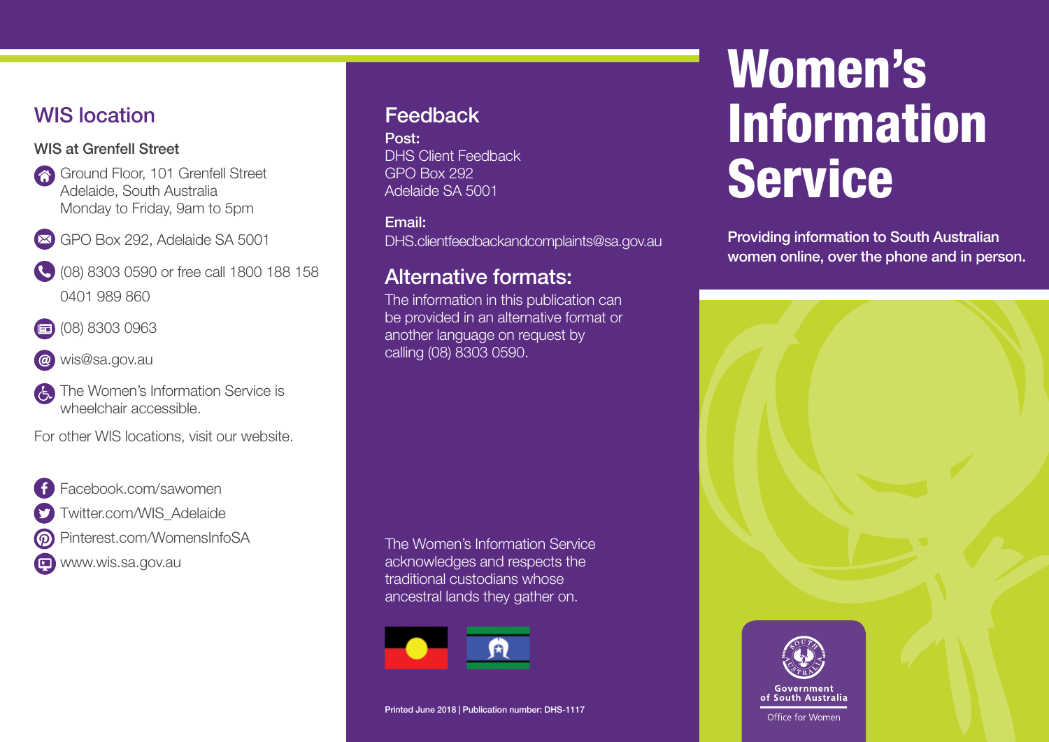# Women's Information Service

Providing information to South Australian women online, over the phone and in person.

## WIS location

### WIS at Grenfell Street

Ground Floor, 101 Grenfell Street
Adelaide, South Australia
Monday to Friday, 9am to 5pm

GPO Box 292, Adelaide SA 5001

(08) 8303 0590 or free call 1800 188 158
0401 989 860

(08) 8303 0963

wis@sa.gov.au

The Women's Information Service is wheelchair accessible.

For other WIS locations, visit our website.

Facebook.com/sawomen
Twitter.com/WIS_Adelaide
Pinterest.com/WomensInfoSA
www.wis.sa.gov.au

## Feedback

**Post:**
DHS Client Feedback
GPO Box 292
Adelaide SA 5001

**Email:**
DHS.clientfeedbackandcomplaints@sa.gov.au

## Alternative formats:

The information in this publication can be provided in an alternative format or another language on request by calling (08) 8303 0590.

The Women's Information Service acknowledges and respects the traditional custodians whose ancestral lands they gather on.

Printed June 2018 | Publication number: DHS-1117

Government of South Australia
Office for Women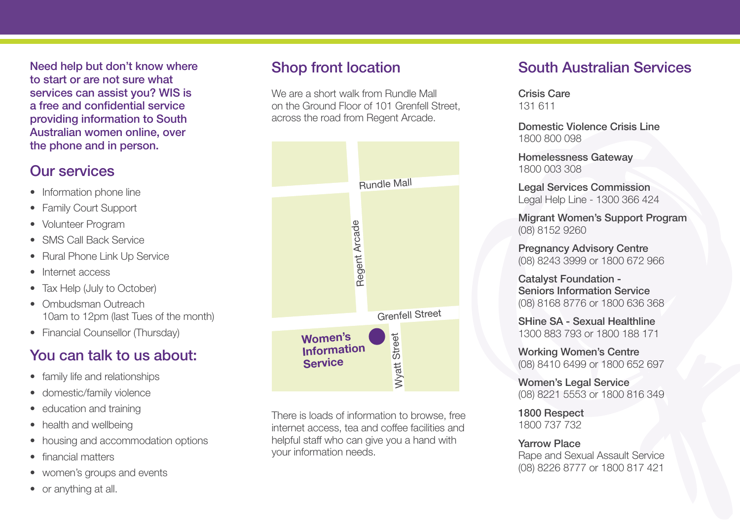**Need help but don't know where to start or are not sure what services can assist you? WIS is a free and confidential service providing information to South Australian women online, over the phone and in person.**

## Our services

- Information phone line
- Family Court Support
- Volunteer Program
- SMS Call Back Service
- Rural Phone Link Up Service
- Internet access
- Tax Help (July to October)
- Ombudsman Outreach 10am to 12pm (last Tues of the month)
- Financial Counsellor (Thursday)

## You can talk to us about:

- family life and relationships
- domestic/family violence
- education and training
- health and wellbeing
- housing and accommodation options
- financial matters
- women's groups and events
- or anything at all.

## Shop front location

We are a short walk from Rundle Mall on the Ground Floor of 101 Grenfell Street, across the road from Regent Arcade.

Rundle Mall
Regent Arcade
Grenfell Street
Wyatt Street
Women's Information Service

There is loads of information to browse, free internet access, tea and coffee facilities and helpful staff who can give you a hand with your information needs.

## South Australian Services

**Crisis Care**
131 611

**Domestic Violence Crisis Line**
1800 800 098

**Homelessness Gateway**
1800 003 308

**Legal Services Commission**
Legal Help Line - 1300 366 424

**Migrant Women's Support Program**
(08) 8152 9260

**Pregnancy Advisory Centre**
(08) 8243 3999 or 1800 672 966

**Catalyst Foundation - Seniors Information Service**
(08) 8168 8776 or 1800 636 368

**SHine SA - Sexual Healthline**
1300 883 793 or 1800 188 171

**Working Women's Centre**
(08) 8410 6499 or 1800 652 697

**Women's Legal Service**
(08) 8221 5553 or 1800 816 349

**1800 Respect**
1800 737 732

**Yarrow Place**
Rape and Sexual Assault Service
(08) 8226 8777 or 1800 817 421